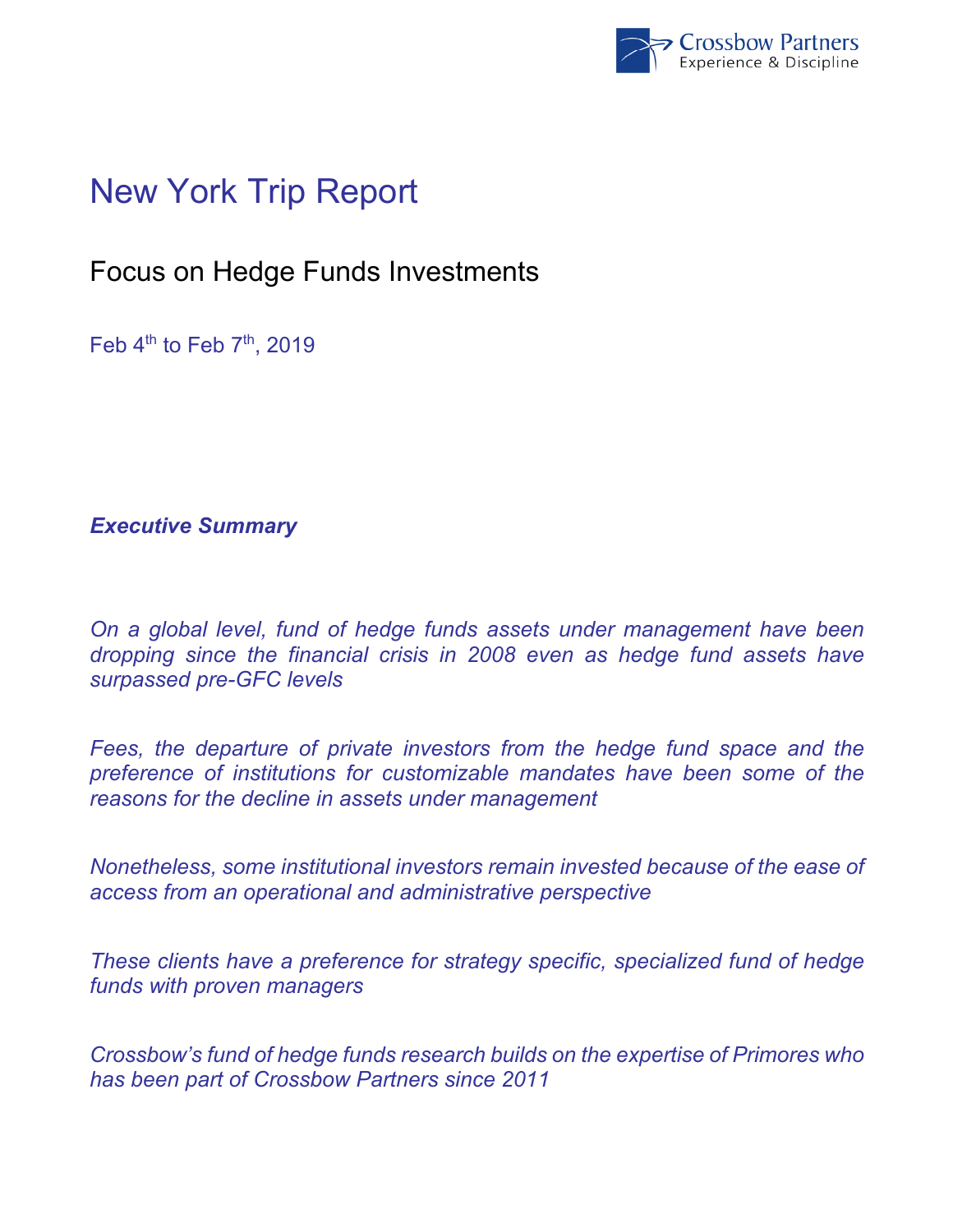# New York Trip Report

## Focus on Hedge Funds Investments

Feb 4th to Feb 7th, 2019

***Executive Summary***

*On a global level, fund of hedge funds assets under management have been dropping since the financial crisis in 2008 even as hedge fund assets have surpassed pre-GFC levels*

*Fees, the departure of private investors from the hedge fund space and the preference of institutions for customizable mandates have been some of the reasons for the decline in assets under management*

*Nonetheless, some institutional investors remain invested because of the ease of access from an operational and administrative perspective*

*These clients have a preference for strategy specific, specialized fund of hedge funds with proven managers*

*Crossbow's fund of hedge funds research builds on the expertise of Primores who has been part of Crossbow Partners since 2011*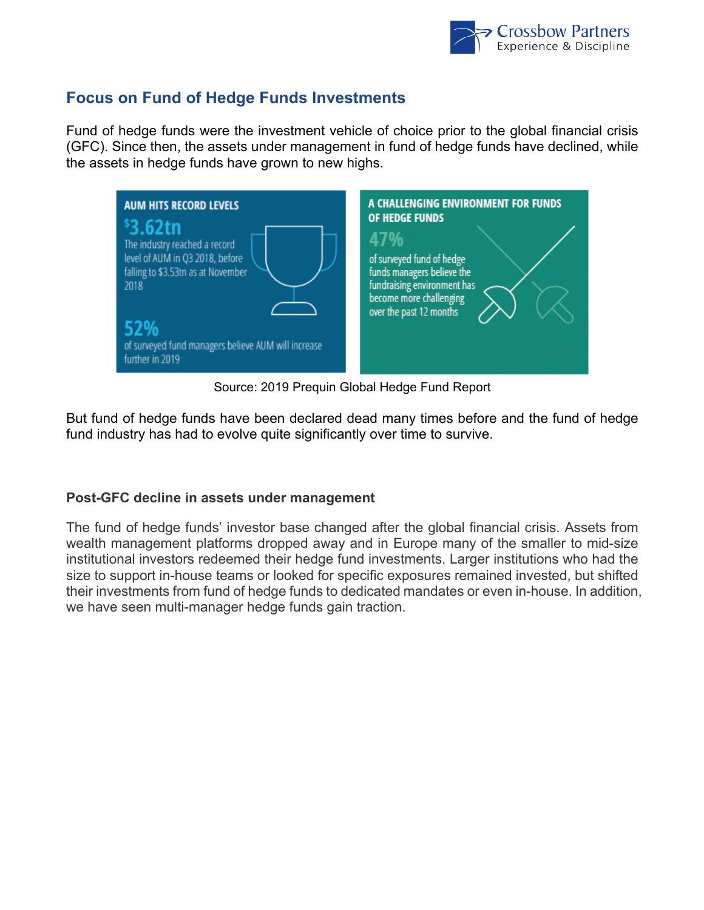## Focus on Fund of Hedge Funds Investments

Fund of hedge funds were the investment vehicle of choice prior to the global financial crisis (GFC). Since then, the assets under management in fund of hedge funds have declined, while the assets in hedge funds have grown to new highs.

**AUM HITS RECORD LEVELS**

**$3.62tn**

The industry reached a record level of AUM in Q3 2018, before falling to $3.53tn as at November 2018

**52%**

of surveyed fund managers believe AUM will increase further in 2019

**A CHALLENGING ENVIRONMENT FOR FUNDS OF HEDGE FUNDS**

**47%**

of surveyed fund of hedge funds managers believe the fundraising environment has become more challenging over the past 12 months

Source: 2019 Prequin Global Hedge Fund Report

But fund of hedge funds have been declared dead many times before and the fund of hedge fund industry has had to evolve quite significantly over time to survive.

### Post-GFC decline in assets under management

The fund of hedge funds' investor base changed after the global financial crisis. Assets from wealth management platforms dropped away and in Europe many of the smaller to mid-size institutional investors redeemed their hedge fund investments. Larger institutions who had the size to support in-house teams or looked for specific exposures remained invested, but shifted their investments from fund of hedge funds to dedicated mandates or even in-house. In addition, we have seen multi-manager hedge funds gain traction.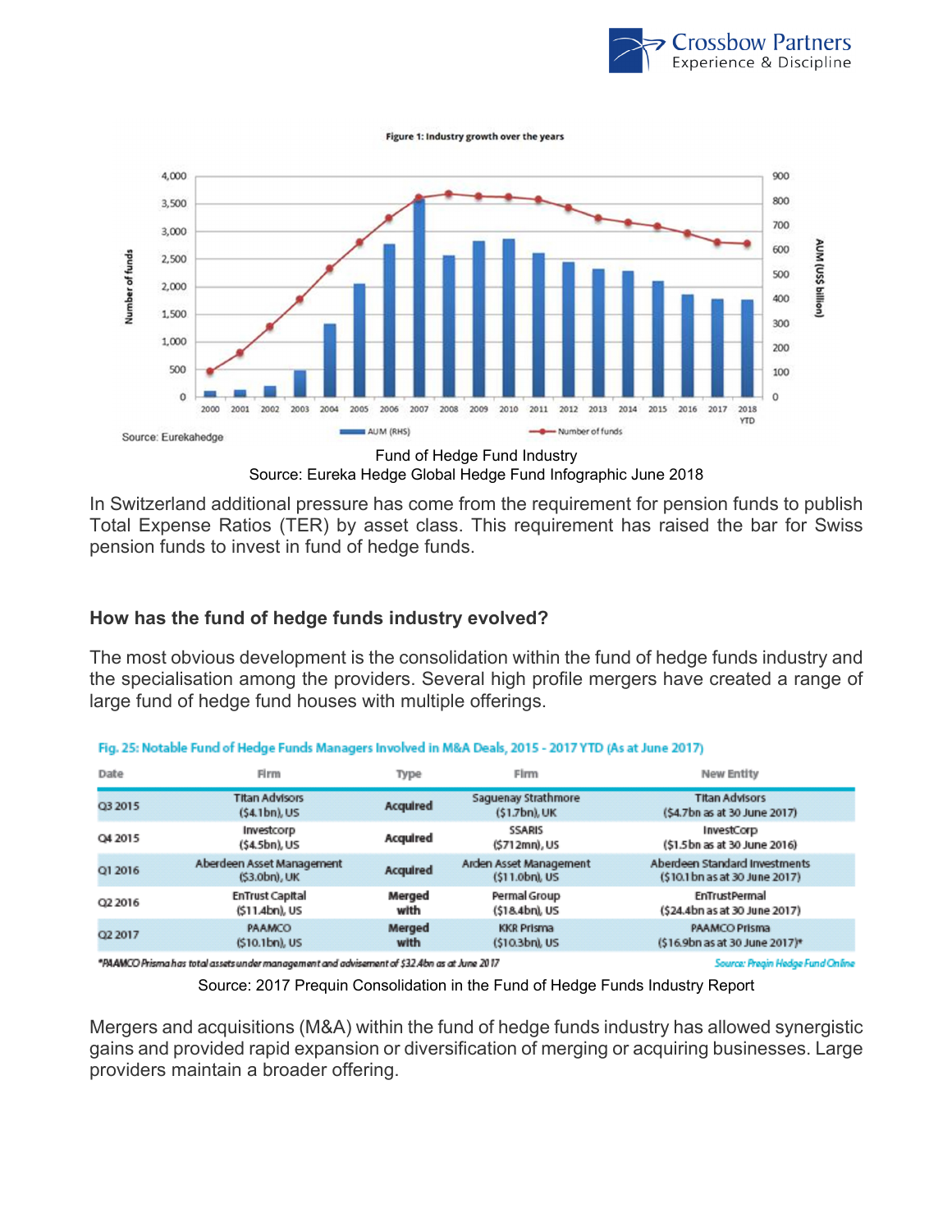Fund of Hedge Fund Industry
Source: Eureka Hedge Global Hedge Fund Infographic June 2018

In Switzerland additional pressure has come from the requirement for pension funds to publish Total Expense Ratios (TER) by asset class. This requirement has raised the bar for Swiss pension funds to invest in fund of hedge funds.

### How has the fund of hedge funds industry evolved?

The most obvious development is the consolidation within the fund of hedge funds industry and the specialisation among the providers. Several high profile mergers have created a range of large fund of hedge fund houses with multiple offerings.

Fig. 25: Notable Fund of Hedge Funds Managers Involved in M&A Deals, 2015 - 2017 YTD (As at June 2017)

| Date | Firm | Type | Firm | New Entity |
|---|---|---|---|---|
| Q3 2015 | Titan Advisors ($4.1bn), US | Acquired | Saguenay Strathmore ($1.7bn), UK | Titan Advisors ($4.7bn as at 30 June 2017) |
| Q4 2015 | Investcorp ($4.5bn), US | Acquired | SSARIS ($712mn), US | InvestCorp ($1.5bn as at 30 June 2016) |
| Q1 2016 | Aberdeen Asset Management ($3.0bn), UK | Acquired | Arden Asset Management ($11.0bn), US | Aberdeen Standard Investments ($10.1bn as at 30 June 2017) |
| Q2 2016 | EnTrust Capital ($11.4bn), US | Merged with | Permal Group ($18.4bn), US | EnTrustPermal ($24.4bn as at 30 June 2017) |
| Q2 2017 | PAAMCO ($10.1bn), US | Merged with | KKR Prisma ($10.3bn), US | PAAMCO Prisma ($16.9bn as at 30 June 2017)* |

*PAAMCO Prisma has total assets under management and advisement of $32.4bn as at June 2017

Source: Preqin Hedge Fund Online

Source: 2017 Prequin Consolidation in the Fund of Hedge Funds Industry Report

Mergers and acquisitions (M&A) within the fund of hedge funds industry has allowed synergistic gains and provided rapid expansion or diversification of merging or acquiring businesses. Large providers maintain a broader offering.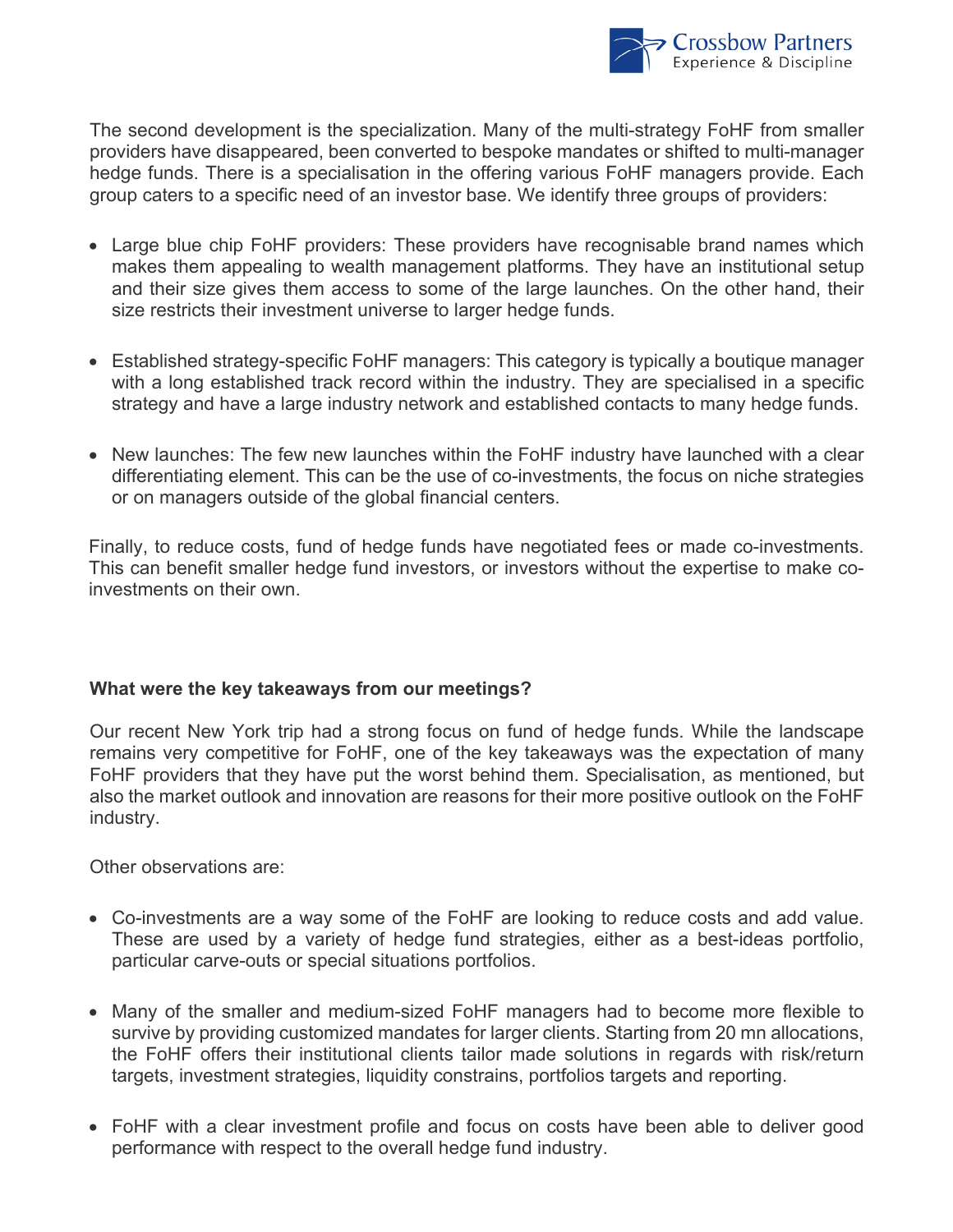The second development is the specialization. Many of the multi-strategy FoHF from smaller providers have disappeared, been converted to bespoke mandates or shifted to multi-manager hedge funds. There is a specialisation in the offering various FoHF managers provide. Each group caters to a specific need of an investor base. We identify three groups of providers:

- Large blue chip FoHF providers: These providers have recognisable brand names which makes them appealing to wealth management platforms. They have an institutional setup and their size gives them access to some of the large launches. On the other hand, their size restricts their investment universe to larger hedge funds.

- Established strategy-specific FoHF managers: This category is typically a boutique manager with a long established track record within the industry. They are specialised in a specific strategy and have a large industry network and established contacts to many hedge funds.

- New launches: The few new launches within the FoHF industry have launched with a clear differentiating element. This can be the use of co-investments, the focus on niche strategies or on managers outside of the global financial centers.

Finally, to reduce costs, fund of hedge funds have negotiated fees or made co-investments. This can benefit smaller hedge fund investors, or investors without the expertise to make co-investments on their own.

**What were the key takeaways from our meetings?**

Our recent New York trip had a strong focus on fund of hedge funds. While the landscape remains very competitive for FoHF, one of the key takeaways was the expectation of many FoHF providers that they have put the worst behind them. Specialisation, as mentioned, but also the market outlook and innovation are reasons for their more positive outlook on the FoHF industry.

Other observations are:

- Co-investments are a way some of the FoHF are looking to reduce costs and add value. These are used by a variety of hedge fund strategies, either as a best-ideas portfolio, particular carve-outs or special situations portfolios.

- Many of the smaller and medium-sized FoHF managers had to become more flexible to survive by providing customized mandates for larger clients. Starting from 20 mn allocations, the FoHF offers their institutional clients tailor made solutions in regards with risk/return targets, investment strategies, liquidity constrains, portfolios targets and reporting.

- FoHF with a clear investment profile and focus on costs have been able to deliver good performance with respect to the overall hedge fund industry.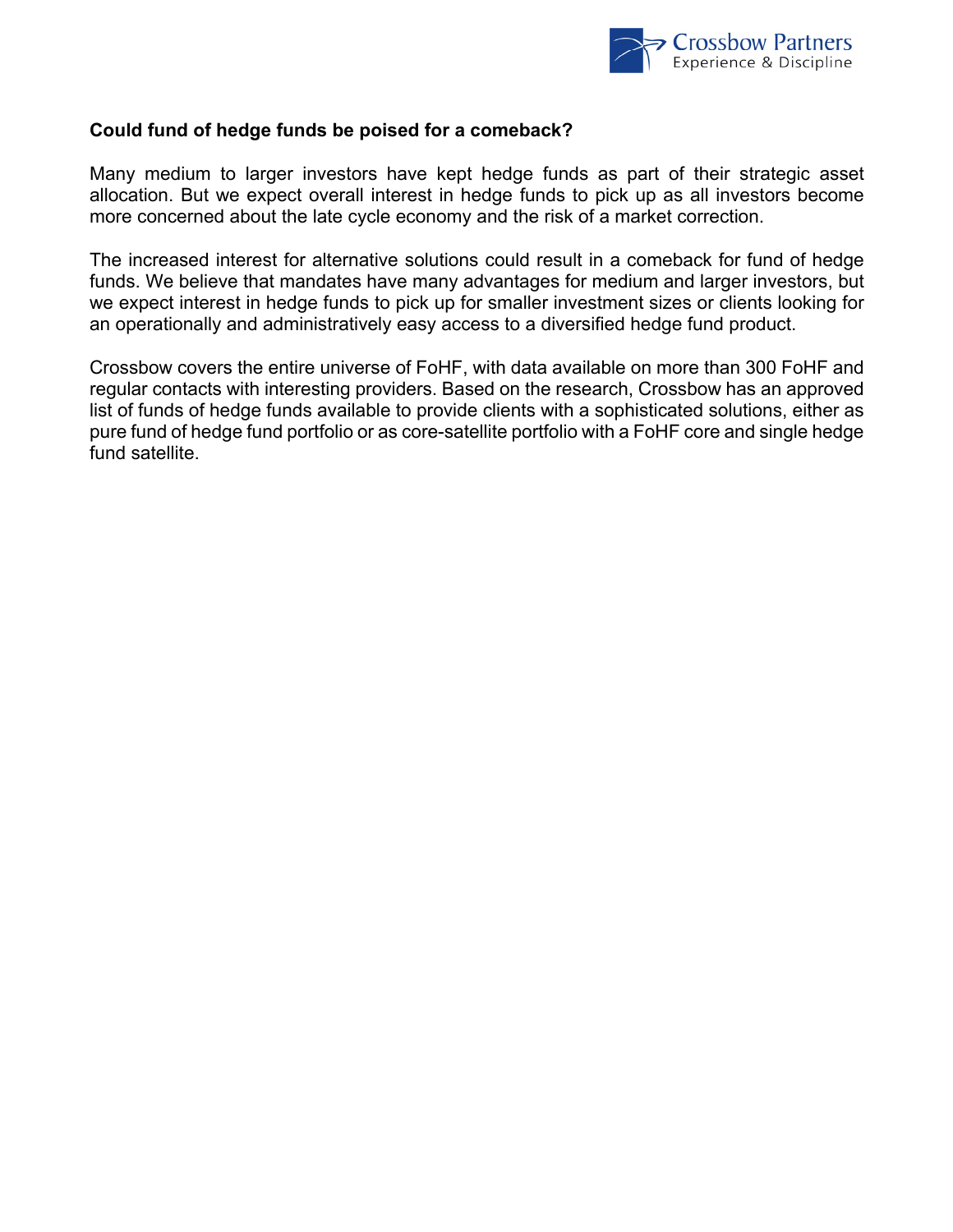**Could fund of hedge funds be poised for a comeback?**

Many medium to larger investors have kept hedge funds as part of their strategic asset allocation. But we expect overall interest in hedge funds to pick up as all investors become more concerned about the late cycle economy and the risk of a market correction.

The increased interest for alternative solutions could result in a comeback for fund of hedge funds. We believe that mandates have many advantages for medium and larger investors, but we expect interest in hedge funds to pick up for smaller investment sizes or clients looking for an operationally and administratively easy access to a diversified hedge fund product.

Crossbow covers the entire universe of FoHF, with data available on more than 300 FoHF and regular contacts with interesting providers. Based on the research, Crossbow has an approved list of funds of hedge funds available to provide clients with a sophisticated solutions, either as pure fund of hedge fund portfolio or as core-satellite portfolio with a FoHF core and single hedge fund satellite.